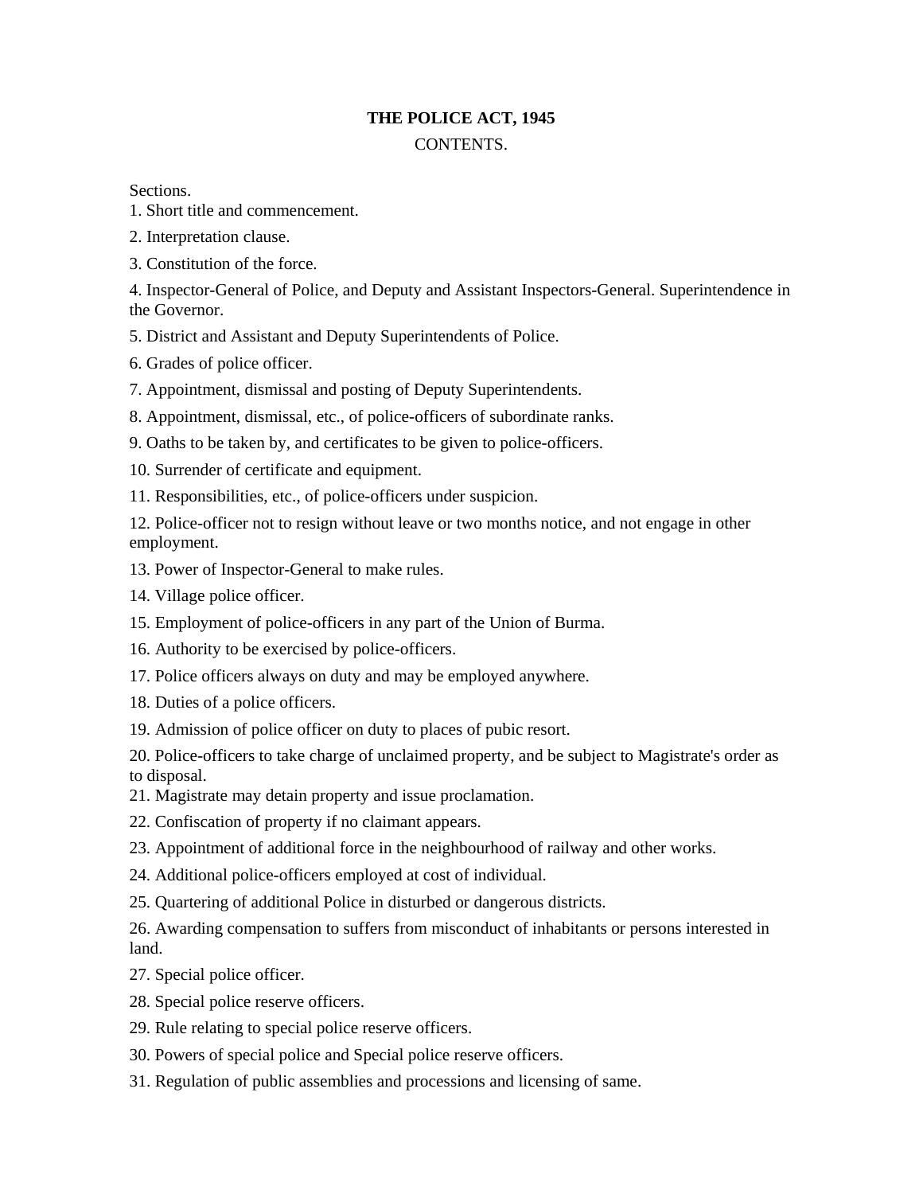# THE POLICE ACT, 1945

CONTENTS.

Sections.

1. Short title and commencement.
2. Interpretation clause.
3. Constitution of the force.
4. Inspector-General of Police, and Deputy and Assistant Inspectors-General. Superintendence in the Governor.
5. District and Assistant and Deputy Superintendents of Police.
6. Grades of police officer.
7. Appointment, dismissal and posting of Deputy Superintendents.
8. Appointment, dismissal, etc., of police-officers of subordinate ranks.
9. Oaths to be taken by, and certificates to be given to police-officers.
10. Surrender of certificate and equipment.
11. Responsibilities, etc., of police-officers under suspicion.
12. Police-officer not to resign without leave or two months notice, and not engage in other employment.
13. Power of Inspector-General to make rules.
14. Village police officer.
15. Employment of police-officers in any part of the Union of Burma.
16. Authority to be exercised by police-officers.
17. Police officers always on duty and may be employed anywhere.
18. Duties of a police officers.
19. Admission of police officer on duty to places of pubic resort.
20. Police-officers to take charge of unclaimed property, and be subject to Magistrate's order as to disposal.
21. Magistrate may detain property and issue proclamation.
22. Confiscation of property if no claimant appears.
23. Appointment of additional force in the neighbourhood of railway and other works.
24. Additional police-officers employed at cost of individual.
25. Quartering of additional Police in disturbed or dangerous districts.
26. Awarding compensation to suffers from misconduct of inhabitants or persons interested in land.
27. Special police officer.
28. Special police reserve officers.
29. Rule relating to special police reserve officers.
30. Powers of special police and Special police reserve officers.
31. Regulation of public assemblies and processions and licensing of same.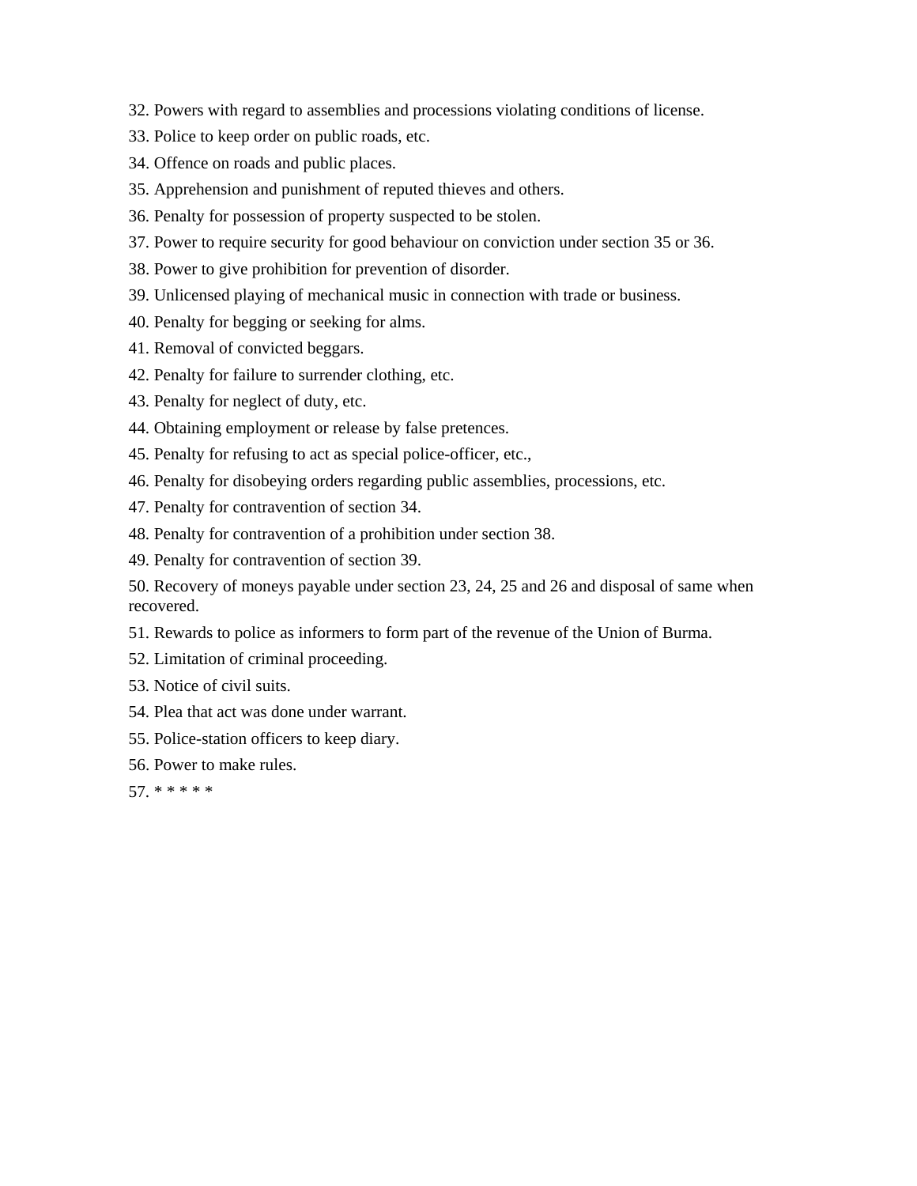32. Powers with regard to assemblies and processions violating conditions of license.

33. Police to keep order on public roads, etc.

34. Offence on roads and public places.

35. Apprehension and punishment of reputed thieves and others.

36. Penalty for possession of property suspected to be stolen.

37. Power to require security for good behaviour on conviction under section 35 or 36.

38. Power to give prohibition for prevention of disorder.

39. Unlicensed playing of mechanical music in connection with trade or business.

40. Penalty for begging or seeking for alms.

41. Removal of convicted beggars.

42. Penalty for failure to surrender clothing, etc.

43. Penalty for neglect of duty, etc.

44. Obtaining employment or release by false pretences.

45. Penalty for refusing to act as special police-officer, etc.,

46. Penalty for disobeying orders regarding public assemblies, processions, etc.

47. Penalty for contravention of section 34.

48. Penalty for contravention of a prohibition under section 38.

49. Penalty for contravention of section 39.

50. Recovery of moneys payable under section 23, 24, 25 and 26 and disposal of same when recovered.

51. Rewards to police as informers to form part of the revenue of the Union of Burma.

52. Limitation of criminal proceeding.

53. Notice of civil suits.

54. Plea that act was done under warrant.

55. Police-station officers to keep diary.

56. Power to make rules.

57. * * * * *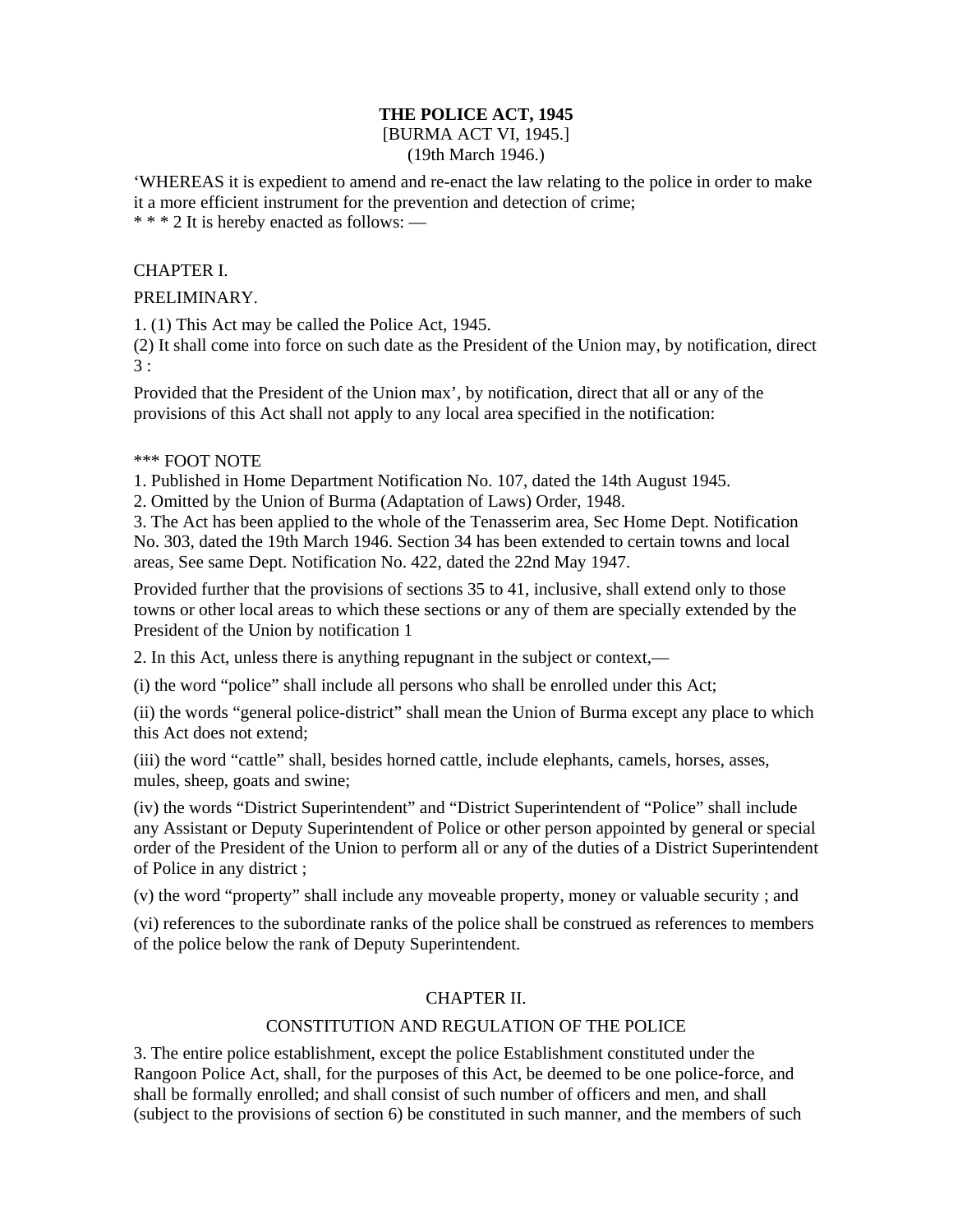# THE POLICE ACT, 1945

[BURMA ACT VI, 1945.]

(19th March 1946.)

‘WHEREAS it is expedient to amend and re-enact the law relating to the police in order to make it a more efficient instrument for the prevention and detection of crime;

* * * 2 It is hereby enacted as follows: —

## CHAPTER I.

## PRELIMINARY.

1. (1) This Act may be called the Police Act, 1945.
(2) It shall come into force on such date as the President of the Union may, by notification, direct 3 :

Provided that the President of the Union max’, by notification, direct that all or any of the provisions of this Act shall not apply to any local area specified in the notification:

*** FOOT NOTE

1. Published in Home Department Notification No. 107, dated the 14th August 1945.
2. Omitted by the Union of Burma (Adaptation of Laws) Order, 1948.
3. The Act has been applied to the whole of the Tenasserim area, Sec Home Dept. Notification No. 303, dated the 19th March 1946. Section 34 has been extended to certain towns and local areas, See same Dept. Notification No. 422, dated the 22nd May 1947.

Provided further that the provisions of sections 35 to 41, inclusive, shall extend only to those towns or other local areas to which these sections or any of them are specially extended by the President of the Union by notification 1

2. In this Act, unless there is anything repugnant in the subject or context,—

(i) the word “police” shall include all persons who shall be enrolled under this Act;

(ii) the words “general police-district” shall mean the Union of Burma except any place to which this Act does not extend;

(iii) the word “cattle” shall, besides horned cattle, include elephants, camels, horses, asses, mules, sheep, goats and swine;

(iv) the words “District Superintendent” and “District Superintendent of “Police” shall include any Assistant or Deputy Superintendent of Police or other person appointed by general or special order of the President of the Union to perform all or any of the duties of a District Superintendent of Police in any district ;

(v) the word “property” shall include any moveable property, money or valuable security ; and

(vi) references to the subordinate ranks of the police shall be construed as references to members of the police below the rank of Deputy Superintendent.

## CHAPTER II.

## CONSTITUTION AND REGULATION OF THE POLICE

3. The entire police establishment, except the police Establishment constituted under the Rangoon Police Act, shall, for the purposes of this Act, be deemed to be one police-force, and shall be formally enrolled; and shall consist of such number of officers and men, and shall (subject to the provisions of section 6) be constituted in such manner, and the members of such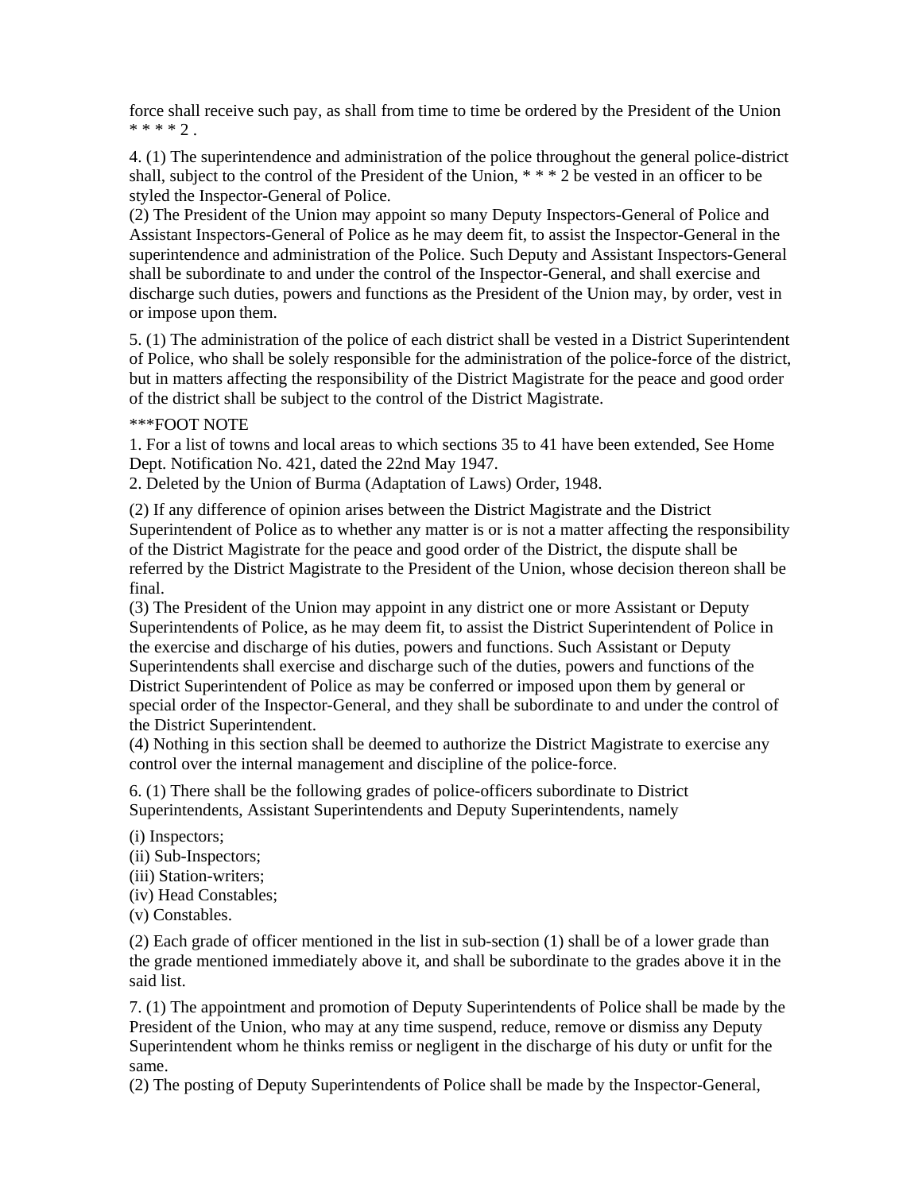force shall receive such pay, as shall from time to time be ordered by the President of the Union * * * * 2 .

4. (1) The superintendence and administration of the police throughout the general police-district shall, subject to the control of the President of the Union, * * * 2 be vested in an officer to be styled the Inspector-General of Police.
(2) The President of the Union may appoint so many Deputy Inspectors-General of Police and Assistant Inspectors-General of Police as he may deem fit, to assist the Inspector-General in the superintendence and administration of the Police. Such Deputy and Assistant Inspectors-General shall be subordinate to and under the control of the Inspector-General, and shall exercise and discharge such duties, powers and functions as the President of the Union may, by order, vest in or impose upon them.

5. (1) The administration of the police of each district shall be vested in a District Superintendent of Police, who shall be solely responsible for the administration of the police-force of the district, but in matters affecting the responsibility of the District Magistrate for the peace and good order of the district shall be subject to the control of the District Magistrate.

***FOOT NOTE
1. For a list of towns and local areas to which sections 35 to 41 have been extended, See Home Dept. Notification No. 421, dated the 22nd May 1947.
2. Deleted by the Union of Burma (Adaptation of Laws) Order, 1948.

(2) If any difference of opinion arises between the District Magistrate and the District Superintendent of Police as to whether any matter is or is not a matter affecting the responsibility of the District Magistrate for the peace and good order of the District, the dispute shall be referred by the District Magistrate to the President of the Union, whose decision thereon shall be final.
(3) The President of the Union may appoint in any district one or more Assistant or Deputy Superintendents of Police, as he may deem fit, to assist the District Superintendent of Police in the exercise and discharge of his duties, powers and functions. Such Assistant or Deputy Superintendents shall exercise and discharge such of the duties, powers and functions of the District Superintendent of Police as may be conferred or imposed upon them by general or special order of the Inspector-General, and they shall be subordinate to and under the control of the District Superintendent.
(4) Nothing in this section shall be deemed to authorize the District Magistrate to exercise any control over the internal management and discipline of the police-force.

6. (1) There shall be the following grades of police-officers subordinate to District Superintendents, Assistant Superintendents and Deputy Superintendents, namely

(i) Inspectors;
(ii) Sub-Inspectors;
(iii) Station-writers;
(iv) Head Constables;
(v) Constables.

(2) Each grade of officer mentioned in the list in sub-section (1) shall be of a lower grade than the grade mentioned immediately above it, and shall be subordinate to the grades above it in the said list.

7. (1) The appointment and promotion of Deputy Superintendents of Police shall be made by the President of the Union, who may at any time suspend, reduce, remove or dismiss any Deputy Superintendent whom he thinks remiss or negligent in the discharge of his duty or unfit for the same.
(2) The posting of Deputy Superintendents of Police shall be made by the Inspector-General,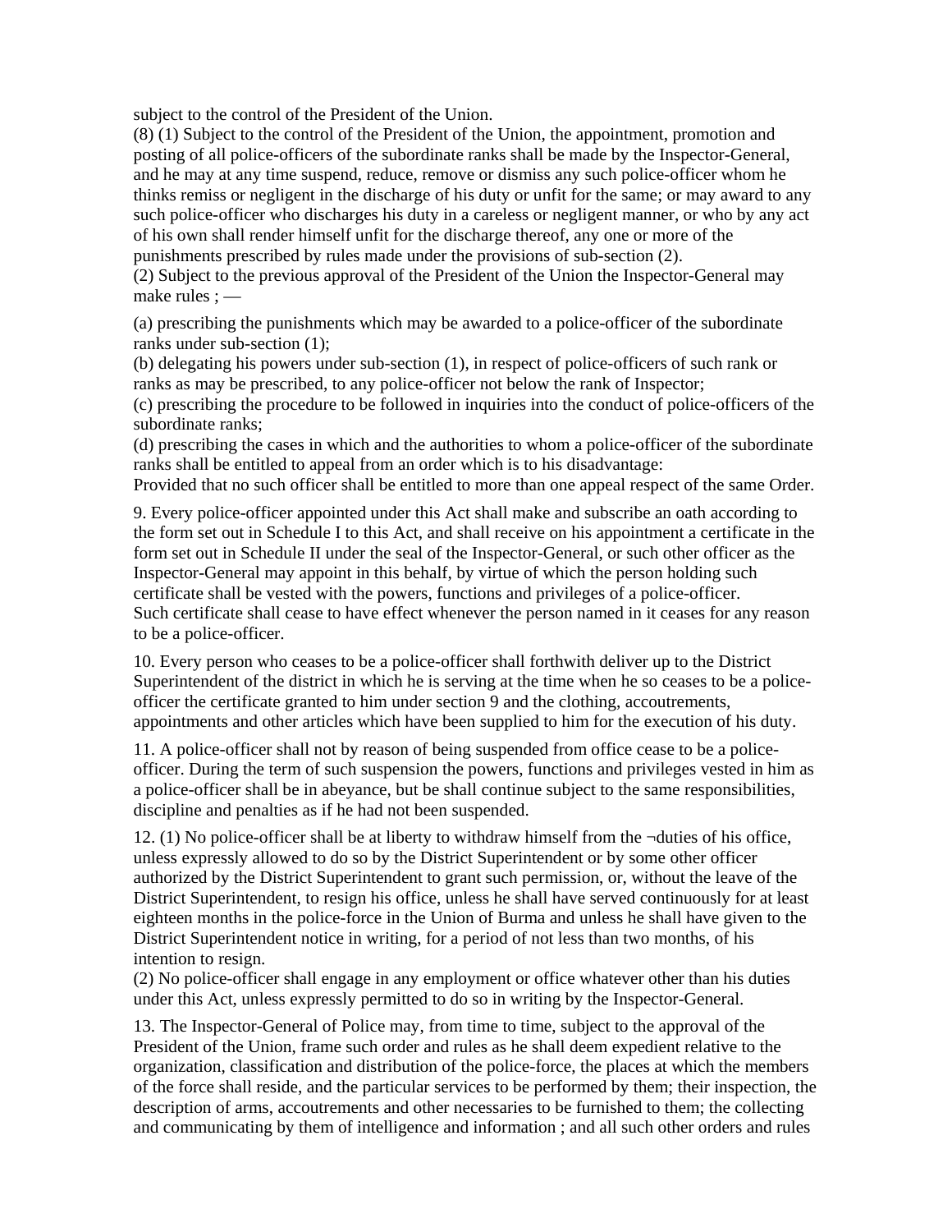subject to the control of the President of the Union.

(8) (1) Subject to the control of the President of the Union, the appointment, promotion and posting of all police-officers of the subordinate ranks shall be made by the Inspector-General, and he may at any time suspend, reduce, remove or dismiss any such police-officer whom he thinks remiss or negligent in the discharge of his duty or unfit for the same; or may award to any such police-officer who discharges his duty in a careless or negligent manner, or who by any act of his own shall render himself unfit for the discharge thereof, any one or more of the punishments prescribed by rules made under the provisions of sub-section (2).

(2) Subject to the previous approval of the President of the Union the Inspector-General may make rules ; —

(a) prescribing the punishments which may be awarded to a police-officer of the subordinate ranks under sub-section (1);

(b) delegating his powers under sub-section (1), in respect of police-officers of such rank or ranks as may be prescribed, to any police-officer not below the rank of Inspector;

(c) prescribing the procedure to be followed in inquiries into the conduct of police-officers of the subordinate ranks;

(d) prescribing the cases in which and the authorities to whom a police-officer of the subordinate ranks shall be entitled to appeal from an order which is to his disadvantage:

Provided that no such officer shall be entitled to more than one appeal respect of the same Order.

9. Every police-officer appointed under this Act shall make and subscribe an oath according to the form set out in Schedule I to this Act, and shall receive on his appointment a certificate in the form set out in Schedule II under the seal of the Inspector-General, or such other officer as the Inspector-General may appoint in this behalf, by virtue of which the person holding such certificate shall be vested with the powers, functions and privileges of a police-officer.

Such certificate shall cease to have effect whenever the person named in it ceases for any reason to be a police-officer.

10. Every person who ceases to be a police-officer shall forthwith deliver up to the District Superintendent of the district in which he is serving at the time when he so ceases to be a police-officer the certificate granted to him under section 9 and the clothing, accoutrements, appointments and other articles which have been supplied to him for the execution of his duty.

11. A police-officer shall not by reason of being suspended from office cease to be a police-officer. During the term of such suspension the powers, functions and privileges vested in him as a police-officer shall be in abeyance, but be shall continue subject to the same responsibilities, discipline and penalties as if he had not been suspended.

12. (1) No police-officer shall be at liberty to withdraw himself from the ¬duties of his office, unless expressly allowed to do so by the District Superintendent or by some other officer authorized by the District Superintendent to grant such permission, or, without the leave of the District Superintendent, to resign his office, unless he shall have served continuously for at least eighteen months in the police-force in the Union of Burma and unless he shall have given to the District Superintendent notice in writing, for a period of not less than two months, of his intention to resign.

(2) No police-officer shall engage in any employment or office whatever other than his duties under this Act, unless expressly permitted to do so in writing by the Inspector-General.

13. The Inspector-General of Police may, from time to time, subject to the approval of the President of the Union, frame such order and rules as he shall deem expedient relative to the organization, classification and distribution of the police-force, the places at which the members of the force shall reside, and the particular services to be performed by them; their inspection, the description of arms, accoutrements and other necessaries to be furnished to them; the collecting and communicating by them of intelligence and information ; and all such other orders and rules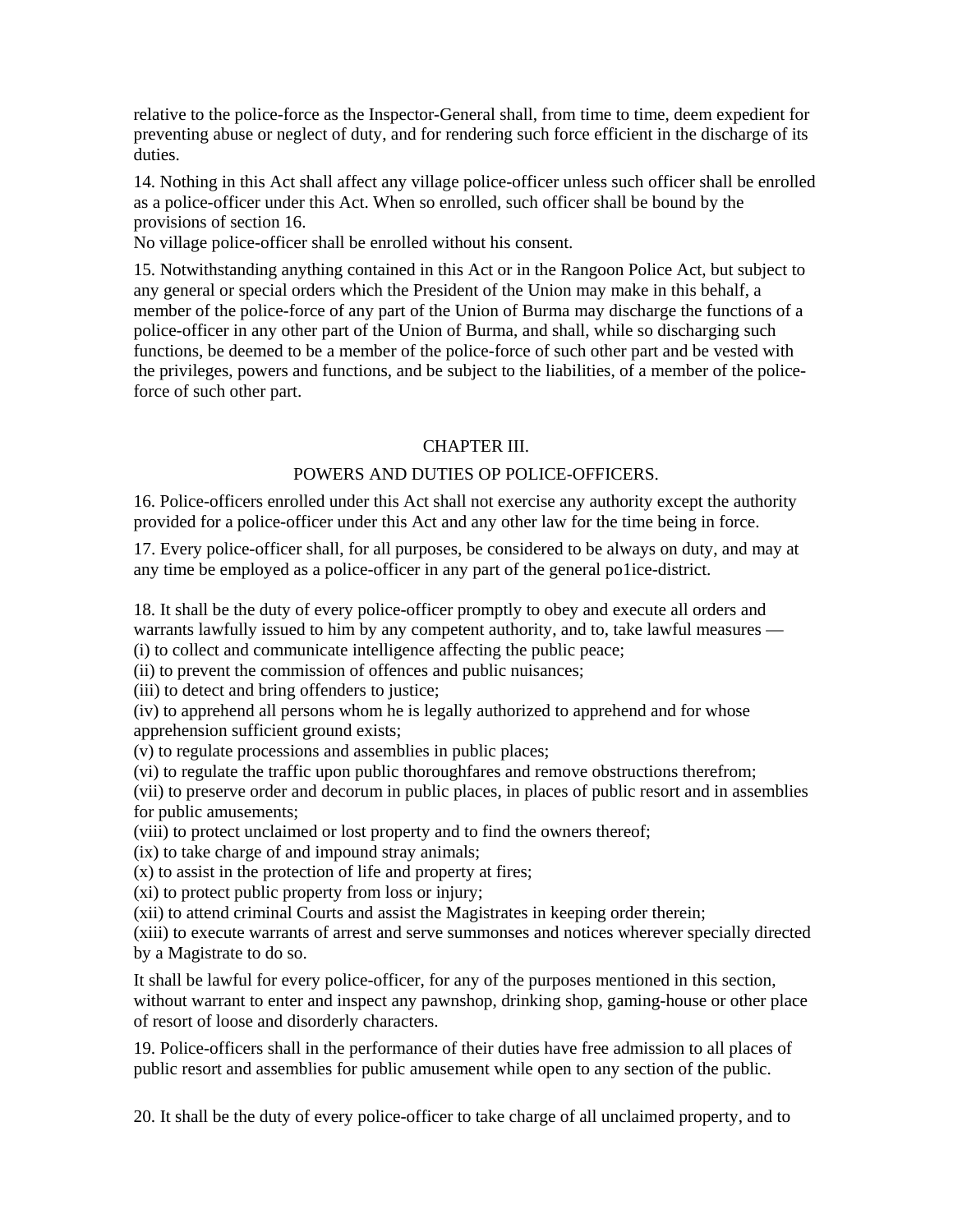relative to the police-force as the Inspector-General shall, from time to time, deem expedient for preventing abuse or neglect of duty, and for rendering such force efficient in the discharge of its duties.

14. Nothing in this Act shall affect any village police-officer unless such officer shall be enrolled as a police-officer under this Act. When so enrolled, such officer shall be bound by the provisions of section 16.
No village police-officer shall be enrolled without his consent.

15. Notwithstanding anything contained in this Act or in the Rangoon Police Act, but subject to any general or special orders which the President of the Union may make in this behalf, a member of the police-force of any part of the Union of Burma may discharge the functions of a police-officer in any other part of the Union of Burma, and shall, while so discharging such functions, be deemed to be a member of the police-force of such other part and be vested with the privileges, powers and functions, and be subject to the liabilities, of a member of the police-force of such other part.

## CHAPTER III.

## POWERS AND DUTIES OP POLICE-OFFICERS.

16. Police-officers enrolled under this Act shall not exercise any authority except the authority provided for a police-officer under this Act and any other law for the time being in force.

17. Every police-officer shall, for all purposes, be considered to be always on duty, and may at any time be employed as a police-officer in any part of the general po1ice-district.

18. It shall be the duty of every police-officer promptly to obey and execute all orders and warrants lawfully issued to him by any competent authority, and to, take lawful measures —
(i) to collect and communicate intelligence affecting the public peace;
(ii) to prevent the commission of offences and public nuisances;
(iii) to detect and bring offenders to justice;
(iv) to apprehend all persons whom he is legally authorized to apprehend and for whose apprehension sufficient ground exists;
(v) to regulate processions and assemblies in public places;
(vi) to regulate the traffic upon public thoroughfares and remove obstructions therefrom;
(vii) to preserve order and decorum in public places, in places of public resort and in assemblies for public amusements;
(viii) to protect unclaimed or lost property and to find the owners thereof;
(ix) to take charge of and impound stray animals;
(x) to assist in the protection of life and property at fires;
(xi) to protect public property from loss or injury;
(xii) to attend criminal Courts and assist the Magistrates in keeping order therein;
(xiii) to execute warrants of arrest and serve summonses and notices wherever specially directed by a Magistrate to do so.

It shall be lawful for every police-officer, for any of the purposes mentioned in this section, without warrant to enter and inspect any pawnshop, drinking shop, gaming-house or other place of resort of loose and disorderly characters.

19. Police-officers shall in the performance of their duties have free admission to all places of public resort and assemblies for public amusement while open to any section of the public.

20. It shall be the duty of every police-officer to take charge of all unclaimed property, and to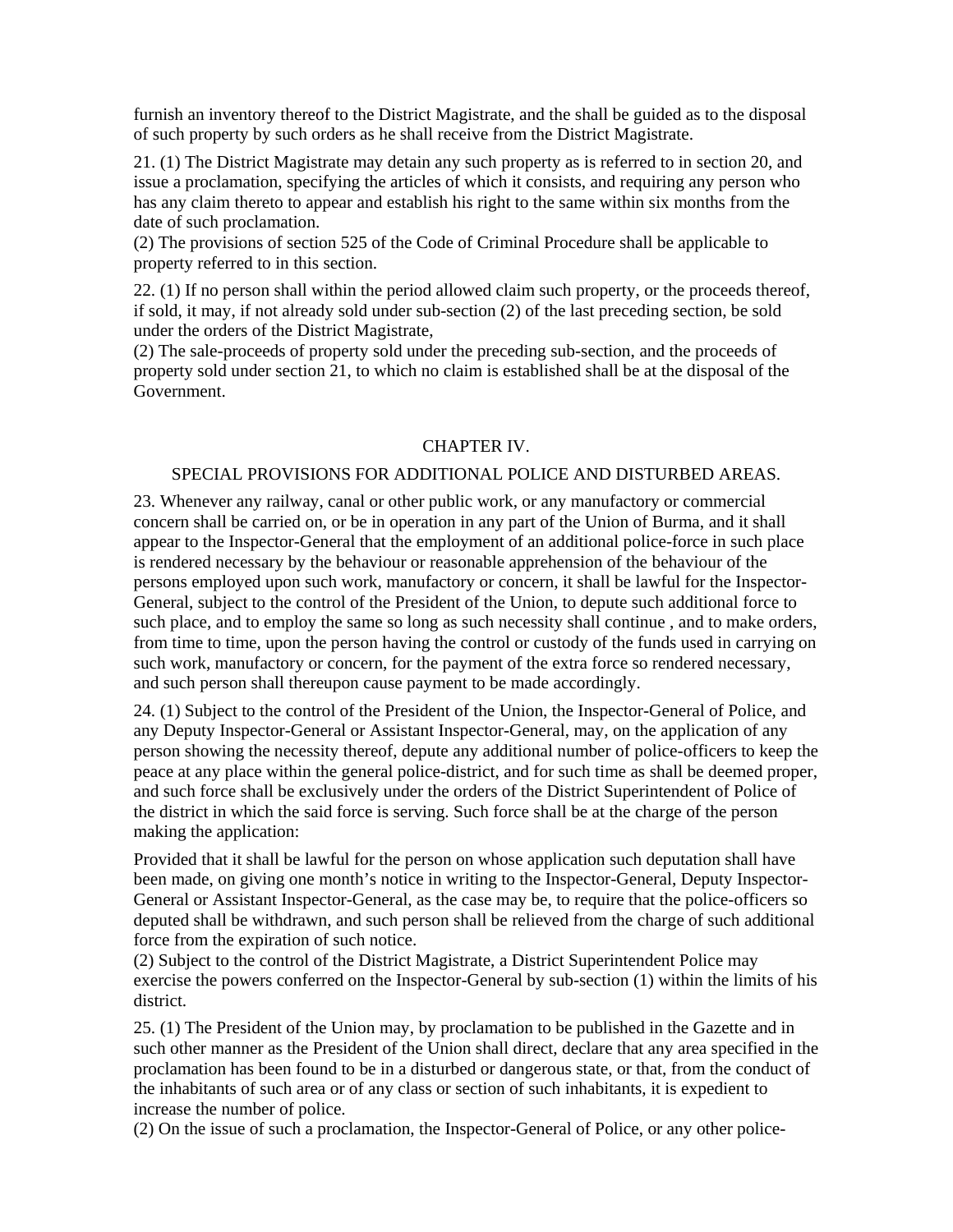furnish an inventory thereof to the District Magistrate, and the shall be guided as to the disposal of such property by such orders as he shall receive from the District Magistrate.

21. (1) The District Magistrate may detain any such property as is referred to in section 20, and issue a proclamation, specifying the articles of which it consists, and requiring any person who has any claim thereto to appear and establish his right to the same within six months from the date of such proclamation.
(2) The provisions of section 525 of the Code of Criminal Procedure shall be applicable to property referred to in this section.

22. (1) If no person shall within the period allowed claim such property, or the proceeds thereof, if sold, it may, if not already sold under sub-section (2) of the last preceding section, be sold under the orders of the District Magistrate,
(2) The sale-proceeds of property sold under the preceding sub-section, and the proceeds of property sold under section 21, to which no claim is established shall be at the disposal of the Government.

## CHAPTER IV.

## SPECIAL PROVISIONS FOR ADDITIONAL POLICE AND DISTURBED AREAS.

23. Whenever any railway, canal or other public work, or any manufactory or commercial concern shall be carried on, or be in operation in any part of the Union of Burma, and it shall appear to the Inspector-General that the employment of an additional police-force in such place is rendered necessary by the behaviour or reasonable apprehension of the behaviour of the persons employed upon such work, manufactory or concern, it shall be lawful for the Inspector-General, subject to the control of the President of the Union, to depute such additional force to such place, and to employ the same so long as such necessity shall continue , and to make orders, from time to time, upon the person having the control or custody of the funds used in carrying on such work, manufactory or concern, for the payment of the extra force so rendered necessary, and such person shall thereupon cause payment to be made accordingly.

24. (1) Subject to the control of the President of the Union, the Inspector-General of Police, and any Deputy Inspector-General or Assistant Inspector-General, may, on the application of any person showing the necessity thereof, depute any additional number of police-officers to keep the peace at any place within the general police-district, and for such time as shall be deemed proper, and such force shall be exclusively under the orders of the District Superintendent of Police of the district in which the said force is serving. Such force shall be at the charge of the person making the application:

Provided that it shall be lawful for the person on whose application such deputation shall have been made, on giving one month's notice in writing to the Inspector-General, Deputy Inspector-General or Assistant Inspector-General, as the case may be, to require that the police-officers so deputed shall be withdrawn, and such person shall be relieved from the charge of such additional force from the expiration of such notice.
(2) Subject to the control of the District Magistrate, a District Superintendent Police may exercise the powers conferred on the Inspector-General by sub-section (1) within the limits of his district.

25. (1) The President of the Union may, by proclamation to be published in the Gazette and in such other manner as the President of the Union shall direct, declare that any area specified in the proclamation has been found to be in a disturbed or dangerous state, or that, from the conduct of the inhabitants of such area or of any class or section of such inhabitants, it is expedient to increase the number of police.
(2) On the issue of such a proclamation, the Inspector-General of Police, or any other police-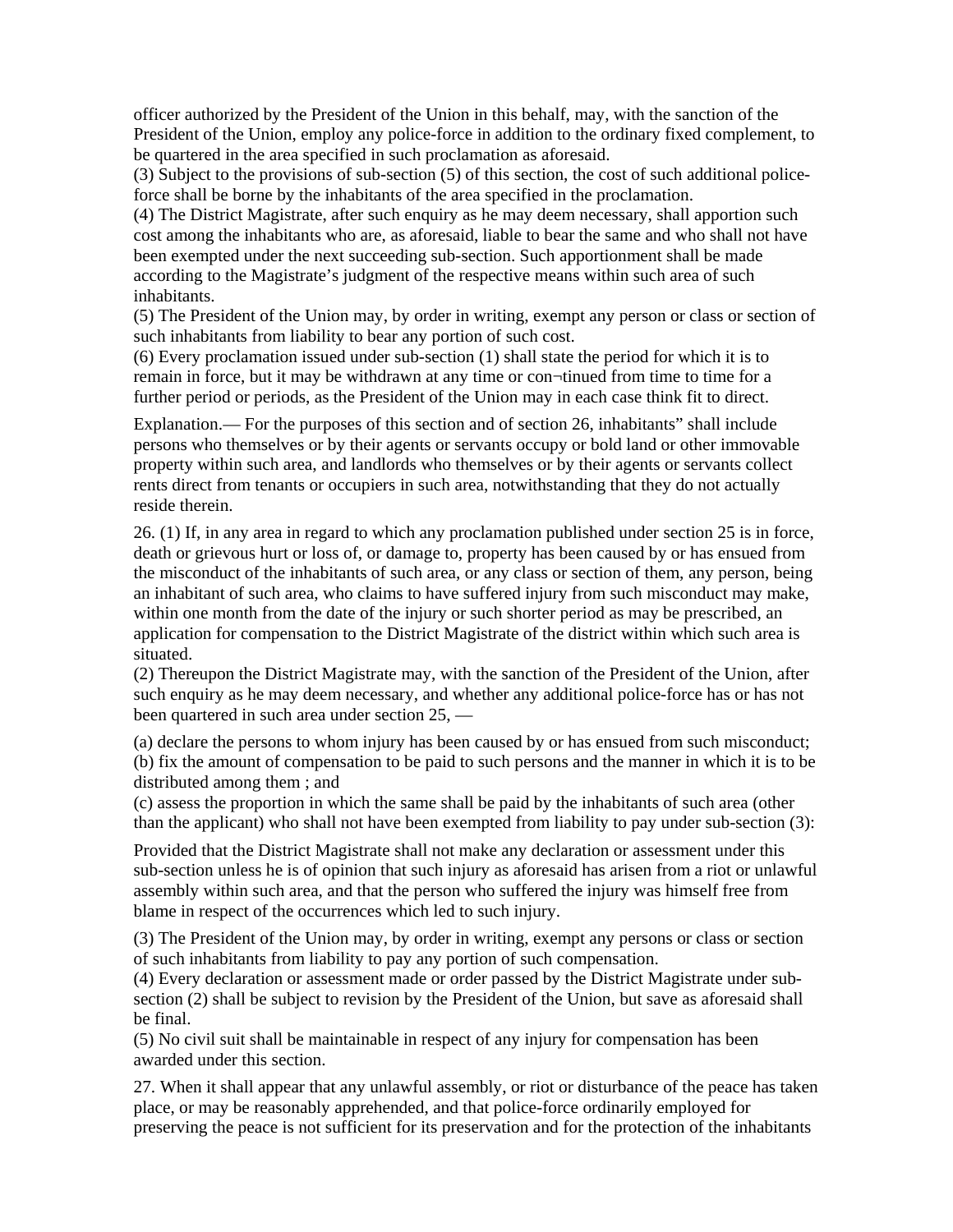officer authorized by the President of the Union in this behalf, may, with the sanction of the President of the Union, employ any police-force in addition to the ordinary fixed complement, to be quartered in the area specified in such proclamation as aforesaid.
(3) Subject to the provisions of sub-section (5) of this section, the cost of such additional police-force shall be borne by the inhabitants of the area specified in the proclamation.
(4) The District Magistrate, after such enquiry as he may deem necessary, shall apportion such cost among the inhabitants who are, as aforesaid, liable to bear the same and who shall not have been exempted under the next succeeding sub-section. Such apportionment shall be made according to the Magistrate's judgment of the respective means within such area of such inhabitants.
(5) The President of the Union may, by order in writing, exempt any person or class or section of such inhabitants from liability to bear any portion of such cost.
(6) Every proclamation issued under sub-section (1) shall state the period for which it is to remain in force, but it may be withdrawn at any time or con¬tinued from time to time for a further period or periods, as the President of the Union may in each case think fit to direct.

Explanation.— For the purposes of this section and of section 26, inhabitants" shall include persons who themselves or by their agents or servants occupy or bold land or other immovable property within such area, and landlords who themselves or by their agents or servants collect rents direct from tenants or occupiers in such area, notwithstanding that they do not actually reside therein.

26. (1) If, in any area in regard to which any proclamation published under section 25 is in force, death or grievous hurt or loss of, or damage to, property has been caused by or has ensued from the misconduct of the inhabitants of such area, or any class or section of them, any person, being an inhabitant of such area, who claims to have suffered injury from such misconduct may make, within one month from the date of the injury or such shorter period as may be prescribed, an application for compensation to the District Magistrate of the district within which such area is situated.
(2) Thereupon the District Magistrate may, with the sanction of the President of the Union, after such enquiry as he may deem necessary, and whether any additional police-force has or has not been quartered in such area under section 25, —

(a) declare the persons to whom injury has been caused by or has ensued from such misconduct;
(b) fix the amount of compensation to be paid to such persons and the manner in which it is to be distributed among them ; and
(c) assess the proportion in which the same shall be paid by the inhabitants of such area (other than the applicant) who shall not have been exempted from liability to pay under sub-section (3):

Provided that the District Magistrate shall not make any declaration or assessment under this sub-section unless he is of opinion that such injury as aforesaid has arisen from a riot or unlawful assembly within such area, and that the person who suffered the injury was himself free from blame in respect of the occurrences which led to such injury.

(3) The President of the Union may, by order in writing, exempt any persons or class or section of such inhabitants from liability to pay any portion of such compensation.
(4) Every declaration or assessment made or order passed by the District Magistrate under sub-section (2) shall be subject to revision by the President of the Union, but save as aforesaid shall be final.
(5) No civil suit shall be maintainable in respect of any injury for compensation has been awarded under this section.

27. When it shall appear that any unlawful assembly, or riot or disturbance of the peace has taken place, or may be reasonably apprehended, and that police-force ordinarily employed for preserving the peace is not sufficient for its preservation and for the protection of the inhabitants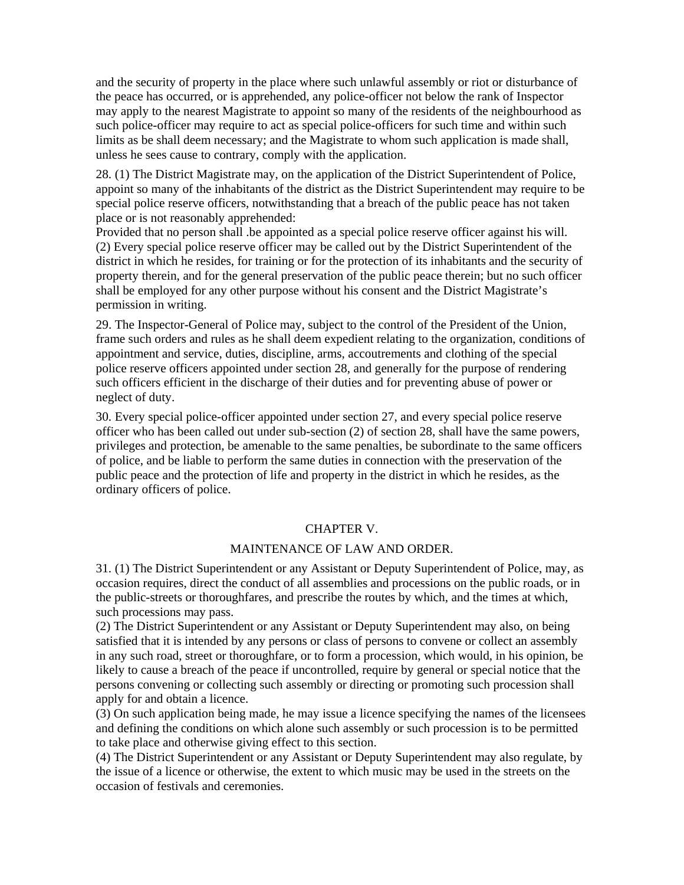and the security of property in the place where such unlawful assembly or riot or disturbance of the peace has occurred, or is apprehended, any police-officer not below the rank of Inspector may apply to the nearest Magistrate to appoint so many of the residents of the neighbourhood as such police-officer may require to act as special police-officers for such time and within such limits as be shall deem necessary; and the Magistrate to whom such application is made shall, unless he sees cause to contrary, comply with the application.

28. (1) The District Magistrate may, on the application of the District Superintendent of Police, appoint so many of the inhabitants of the district as the District Superintendent may require to be special police reserve officers, notwithstanding that a breach of the public peace has not taken place or is not reasonably apprehended:
Provided that no person shall .be appointed as a special police reserve officer against his will.
(2) Every special police reserve officer may be called out by the District Superintendent of the district in which he resides, for training or for the protection of its inhabitants and the security of property therein, and for the general preservation of the public peace therein; but no such officer shall be employed for any other purpose without his consent and the District Magistrate's permission in writing.

29. The Inspector-General of Police may, subject to the control of the President of the Union, frame such orders and rules as he shall deem expedient relating to the organization, conditions of appointment and service, duties, discipline, arms, accoutrements and clothing of the special police reserve officers appointed under section 28, and generally for the purpose of rendering such officers efficient in the discharge of their duties and for preventing abuse of power or neglect of duty.

30. Every special police-officer appointed under section 27, and every special police reserve officer who has been called out under sub-section (2) of section 28, shall have the same powers, privileges and protection, be amenable to the same penalties, be subordinate to the same officers of police, and be liable to perform the same duties in connection with the preservation of the public peace and the protection of life and property in the district in which he resides, as the ordinary officers of police.

## CHAPTER V.

## MAINTENANCE OF LAW AND ORDER.

31. (1) The District Superintendent or any Assistant or Deputy Superintendent of Police, may, as occasion requires, direct the conduct of all assemblies and processions on the public roads, or in the public-streets or thoroughfares, and prescribe the routes by which, and the times at which, such processions may pass.
(2) The District Superintendent or any Assistant or Deputy Superintendent may also, on being satisfied that it is intended by any persons or class of persons to convene or collect an assembly in any such road, street or thoroughfare, or to form a procession, which would, in his opinion, be likely to cause a breach of the peace if uncontrolled, require by general or special notice that the persons convening or collecting such assembly or directing or promoting such procession shall apply for and obtain a licence.
(3) On such application being made, he may issue a licence specifying the names of the licensees and defining the conditions on which alone such assembly or such procession is to be permitted to take place and otherwise giving effect to this section.
(4) The District Superintendent or any Assistant or Deputy Superintendent may also regulate, by the issue of a licence or otherwise, the extent to which music may be used in the streets on the occasion of festivals and ceremonies.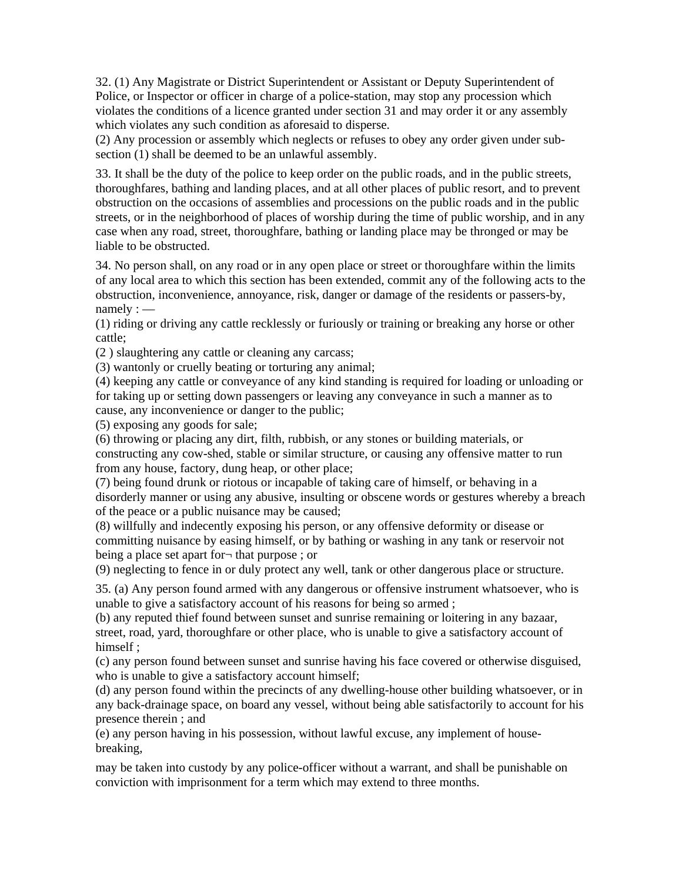32. (1) Any Magistrate or District Superintendent or Assistant or Deputy Superintendent of Police, or Inspector or officer in charge of a police-station, may stop any procession which violates the conditions of a licence granted under section 31 and may order it or any assembly which violates any such condition as aforesaid to disperse.
(2) Any procession or assembly which neglects or refuses to obey any order given under sub-section (1) shall be deemed to be an unlawful assembly.

33. It shall be the duty of the police to keep order on the public roads, and in the public streets, thoroughfares, bathing and landing places, and at all other places of public resort, and to prevent obstruction on the occasions of assemblies and processions on the public roads and in the public streets, or in the neighborhood of places of worship during the time of public worship, and in any case when any road, street, thoroughfare, bathing or landing place may be thronged or may be liable to be obstructed.

34. No person shall, on any road or in any open place or street or thoroughfare within the limits of any local area to which this section has been extended, commit any of the following acts to the obstruction, inconvenience, annoyance, risk, danger or damage of the residents or passers-by, namely : —
(1) riding or driving any cattle recklessly or furiously or training or breaking any horse or other cattle;
(2 ) slaughtering any cattle or cleaning any carcass;
(3) wantonly or cruelly beating or torturing any animal;
(4) keeping any cattle or conveyance of any kind standing is required for loading or unloading or for taking up or setting down passengers or leaving any conveyance in such a manner as to cause, any inconvenience or danger to the public;
(5) exposing any goods for sale;
(6) throwing or placing any dirt, filth, rubbish, or any stones or building materials, or constructing any cow-shed, stable or similar structure, or causing any offensive matter to run from any house, factory, dung heap, or other place;
(7) being found drunk or riotous or incapable of taking care of himself, or behaving in a disorderly manner or using any abusive, insulting or obscene words or gestures whereby a breach of the peace or a public nuisance may be caused;
(8) willfully and indecently exposing his person, or any offensive deformity or disease or committing nuisance by easing himself, or by bathing or washing in any tank or reservoir not being a place set apart for¬ that purpose ; or
(9) neglecting to fence in or duly protect any well, tank or other dangerous place or structure.

35. (a) Any person found armed with any dangerous or offensive instrument whatsoever, who is unable to give a satisfactory account of his reasons for being so armed ;
(b) any reputed thief found between sunset and sunrise remaining or loitering in any bazaar, street, road, yard, thoroughfare or other place, who is unable to give a satisfactory account of himself ;
(c) any person found between sunset and sunrise having his face covered or otherwise disguised, who is unable to give a satisfactory account himself;
(d) any person found within the precincts of any dwelling-house other building whatsoever, or in any back-drainage space, on board any vessel, without being able satisfactorily to account for his presence therein ; and
(e) any person having in his possession, without lawful excuse, any implement of house-breaking,

may be taken into custody by any police-officer without a warrant, and shall be punishable on conviction with imprisonment for a term which may extend to three months.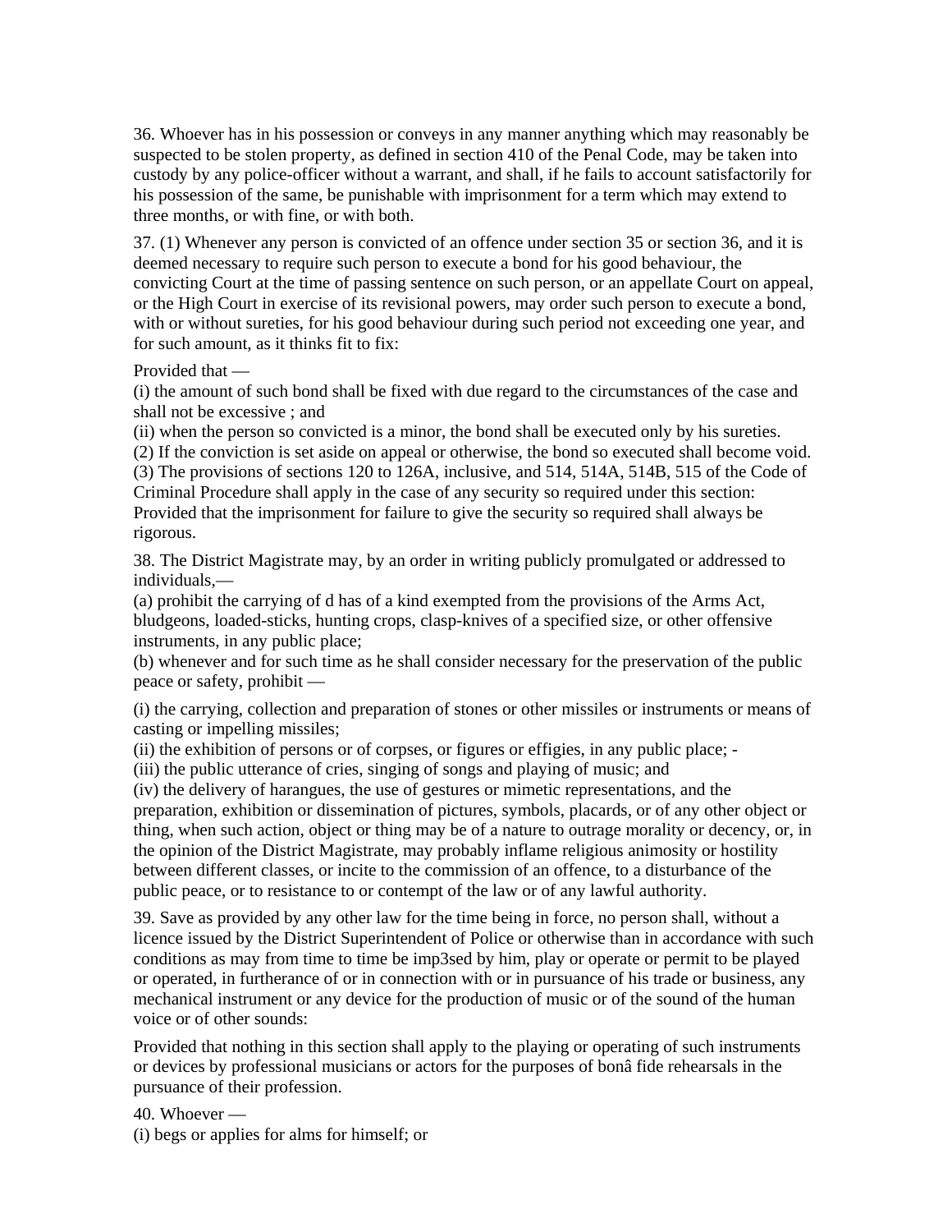36. Whoever has in his possession or conveys in any manner anything which may reasonably be suspected to be stolen property, as defined in section 410 of the Penal Code, may be taken into custody by any police-officer without a warrant, and shall, if he fails to account satisfactorily for his possession of the same, be punishable with imprisonment for a term which may extend to three months, or with fine, or with both.

37. (1) Whenever any person is convicted of an offence under section 35 or section 36, and it is deemed necessary to require such person to execute a bond for his good behaviour, the convicting Court at the time of passing sentence on such person, or an appellate Court on appeal, or the High Court in exercise of its revisional powers, may order such person to execute a bond, with or without sureties, for his good behaviour during such period not exceeding one year, and for such amount, as it thinks fit to fix:

Provided that —
(i) the amount of such bond shall be fixed with due regard to the circumstances of the case and shall not be excessive ; and
(ii) when the person so convicted is a minor, the bond shall be executed only by his sureties.
(2) If the conviction is set aside on appeal or otherwise, the bond so executed shall become void.
(3) The provisions of sections 120 to 126A, inclusive, and 514, 514A, 514B, 515 of the Code of Criminal Procedure shall apply in the case of any security so required under this section:
Provided that the imprisonment for failure to give the security so required shall always be rigorous.

38. The District Magistrate may, by an order in writing publicly promulgated or addressed to individuals,—
(a) prohibit the carrying of d has of a kind exempted from the provisions of the Arms Act, bludgeons, loaded-sticks, hunting crops, clasp-knives of a specified size, or other offensive instruments, in any public place;
(b) whenever and for such time as he shall consider necessary for the preservation of the public peace or safety, prohibit —

(i) the carrying, collection and preparation of stones or other missiles or instruments or means of casting or impelling missiles;
(ii) the exhibition of persons or of corpses, or figures or effigies, in any public place; -
(iii) the public utterance of cries, singing of songs and playing of music; and
(iv) the delivery of harangues, the use of gestures or mimetic representations, and the preparation, exhibition or dissemination of pictures, symbols, placards, or of any other object or thing, when such action, object or thing may be of a nature to outrage morality or decency, or, in the opinion of the District Magistrate, may probably inflame religious animosity or hostility between different classes, or incite to the commission of an offence, to a disturbance of the public peace, or to resistance to or contempt of the law or of any lawful authority.

39. Save as provided by any other law for the time being in force, no person shall, without a licence issued by the District Superintendent of Police or otherwise than in accordance with such conditions as may from time to time be imp3sed by him, play or operate or permit to be played or operated, in furtherance of or in connection with or in pursuance of his trade or business, any mechanical instrument or any device for the production of music or of the sound of the human voice or of other sounds:

Provided that nothing in this section shall apply to the playing or operating of such instruments or devices by professional musicians or actors for the purposes of bonâ fide rehearsals in the pursuance of their profession.

40. Whoever —
(i) begs or applies for alms for himself; or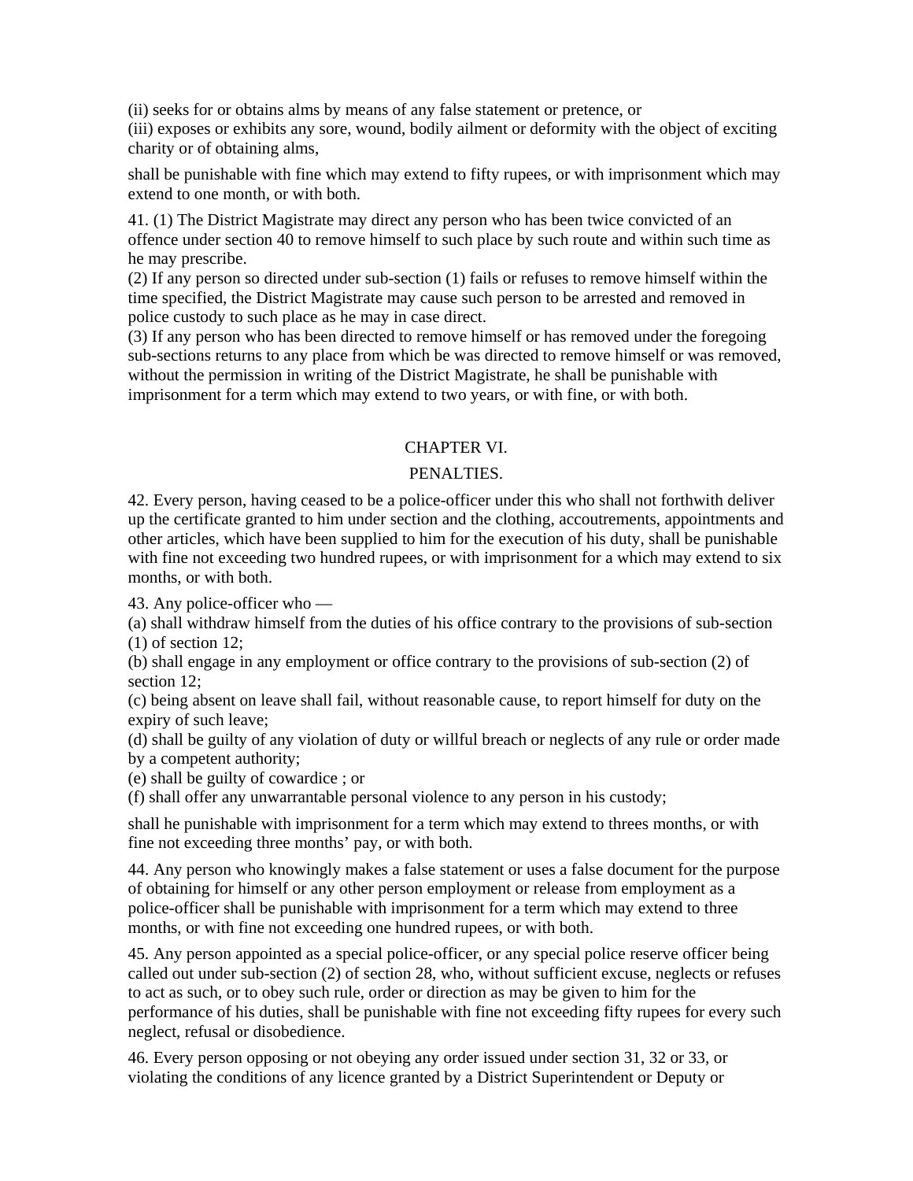(ii) seeks for or obtains alms by means of any false statement or pretence, or
(iii) exposes or exhibits any sore, wound, bodily ailment or deformity with the object of exciting charity or of obtaining alms,

shall be punishable with fine which may extend to fifty rupees, or with imprisonment which may extend to one month, or with both.

41. (1) The District Magistrate may direct any person who has been twice convicted of an offence under section 40 to remove himself to such place by such route and within such time as he may prescribe.
(2) If any person so directed under sub-section (1) fails or refuses to remove himself within the time specified, the District Magistrate may cause such person to be arrested and removed in police custody to such place as he may in case direct.
(3) If any person who has been directed to remove himself or has removed under the foregoing sub-sections returns to any place from which be was directed to remove himself or was removed, without the permission in writing of the District Magistrate, he shall be punishable with imprisonment for a term which may extend to two years, or with fine, or with both.

## CHAPTER VI.

## PENALTIES.

42. Every person, having ceased to be a police-officer under this who shall not forthwith deliver up the certificate granted to him under section and the clothing, accoutrements, appointments and other articles, which have been supplied to him for the execution of his duty, shall be punishable with fine not exceeding two hundred rupees, or with imprisonment for a which may extend to six months, or with both.

43. Any police-officer who —
(a) shall withdraw himself from the duties of his office contrary to the provisions of sub-section (1) of section 12;
(b) shall engage in any employment or office contrary to the provisions of sub-section (2) of section 12;
(c) being absent on leave shall fail, without reasonable cause, to report himself for duty on the expiry of such leave;
(d) shall be guilty of any violation of duty or willful breach or neglects of any rule or order made by a competent authority;
(e) shall be guilty of cowardice ; or
(f) shall offer any unwarrantable personal violence to any person in his custody;

shall he punishable with imprisonment for a term which may extend to threes months, or with fine not exceeding three months' pay, or with both.

44. Any person who knowingly makes a false statement or uses a false document for the purpose of obtaining for himself or any other person employment or release from employment as a police-officer shall be punishable with imprisonment for a term which may extend to three months, or with fine not exceeding one hundred rupees, or with both.

45. Any person appointed as a special police-officer, or any special police reserve officer being called out under sub-section (2) of section 28, who, without sufficient excuse, neglects or refuses to act as such, or to obey such rule, order or direction as may be given to him for the performance of his duties, shall be punishable with fine not exceeding fifty rupees for every such neglect, refusal or disobedience.

46. Every person opposing or not obeying any order issued under section 31, 32 or 33, or violating the conditions of any licence granted by a District Superintendent or Deputy or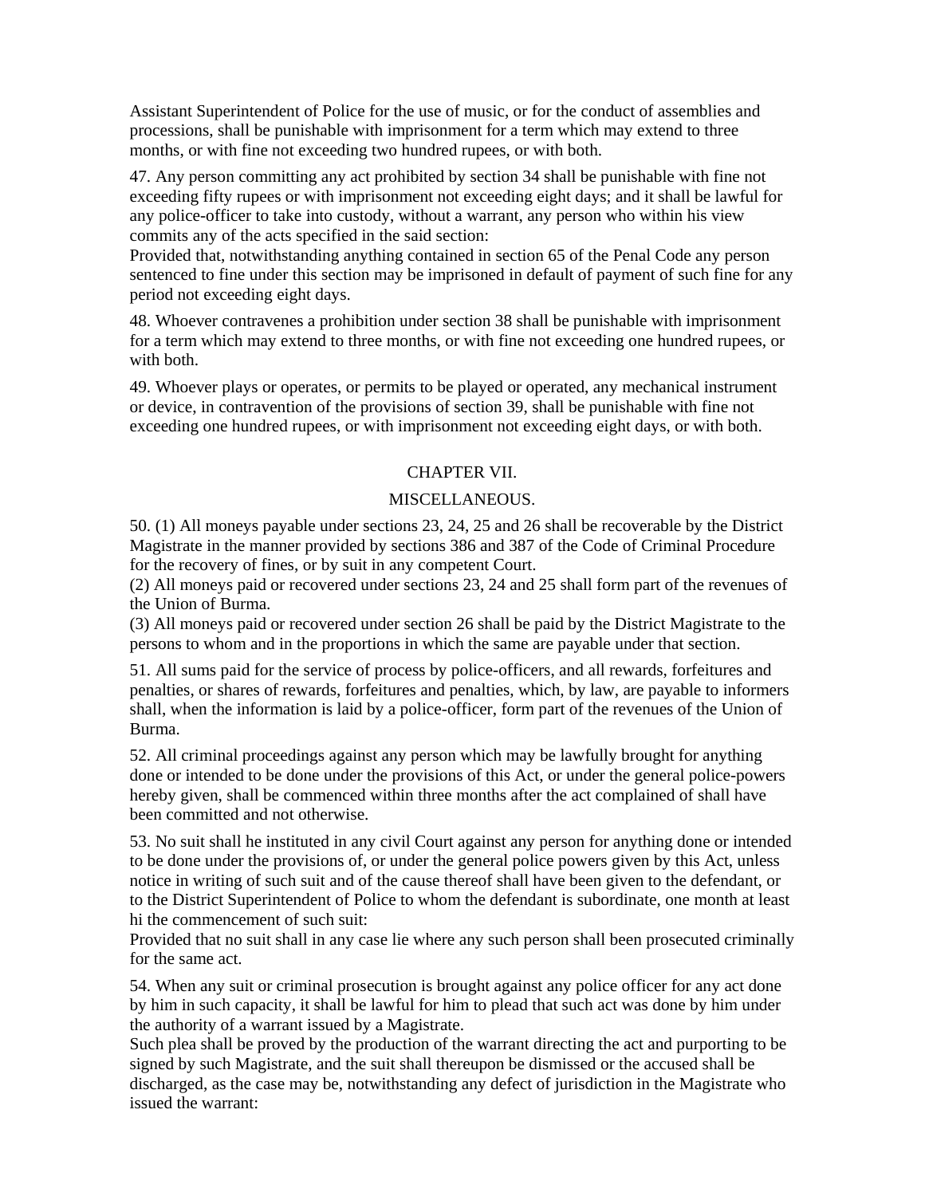Assistant Superintendent of Police for the use of music, or for the conduct of assemblies and processions, shall be punishable with imprisonment for a term which may extend to three months, or with fine not exceeding two hundred rupees, or with both.

47. Any person committing any act prohibited by section 34 shall be punishable with fine not exceeding fifty rupees or with imprisonment not exceeding eight days; and it shall be lawful for any police-officer to take into custody, without a warrant, any person who within his view commits any of the acts specified in the said section:
Provided that, notwithstanding anything contained in section 65 of the Penal Code any person sentenced to fine under this section may be imprisoned in default of payment of such fine for any period not exceeding eight days.

48. Whoever contravenes a prohibition under section 38 shall be punishable with imprisonment for a term which may extend to three months, or with fine not exceeding one hundred rupees, or with both.

49. Whoever plays or operates, or permits to be played or operated, any mechanical instrument or device, in contravention of the provisions of section 39, shall be punishable with fine not exceeding one hundred rupees, or with imprisonment not exceeding eight days, or with both.

## CHAPTER VII.

## MISCELLANEOUS.

50. (1) All moneys payable under sections 23, 24, 25 and 26 shall be recoverable by the District Magistrate in the manner provided by sections 386 and 387 of the Code of Criminal Procedure for the recovery of fines, or by suit in any competent Court.
(2) All moneys paid or recovered under sections 23, 24 and 25 shall form part of the revenues of the Union of Burma.
(3) All moneys paid or recovered under section 26 shall be paid by the District Magistrate to the persons to whom and in the proportions in which the same are payable under that section.

51. All sums paid for the service of process by police-officers, and all rewards, forfeitures and penalties, or shares of rewards, forfeitures and penalties, which, by law, are payable to informers shall, when the information is laid by a police-officer, form part of the revenues of the Union of Burma.

52. All criminal proceedings against any person which may be lawfully brought for anything done or intended to be done under the provisions of this Act, or under the general police-powers hereby given, shall be commenced within three months after the act complained of shall have been committed and not otherwise.

53. No suit shall he instituted in any civil Court against any person for anything done or intended to be done under the provisions of, or under the general police powers given by this Act, unless notice in writing of such suit and of the cause thereof shall have been given to the defendant, or to the District Superintendent of Police to whom the defendant is subordinate, one month at least hi the commencement of such suit:
Provided that no suit shall in any case lie where any such person shall been prosecuted criminally for the same act.

54. When any suit or criminal prosecution is brought against any police officer for any act done by him in such capacity, it shall be lawful for him to plead that such act was done by him under the authority of a warrant issued by a Magistrate.
Such plea shall be proved by the production of the warrant directing the act and purporting to be signed by such Magistrate, and the suit shall thereupon be dismissed or the accused shall be discharged, as the case may be, notwithstanding any defect of jurisdiction in the Magistrate who issued the warrant: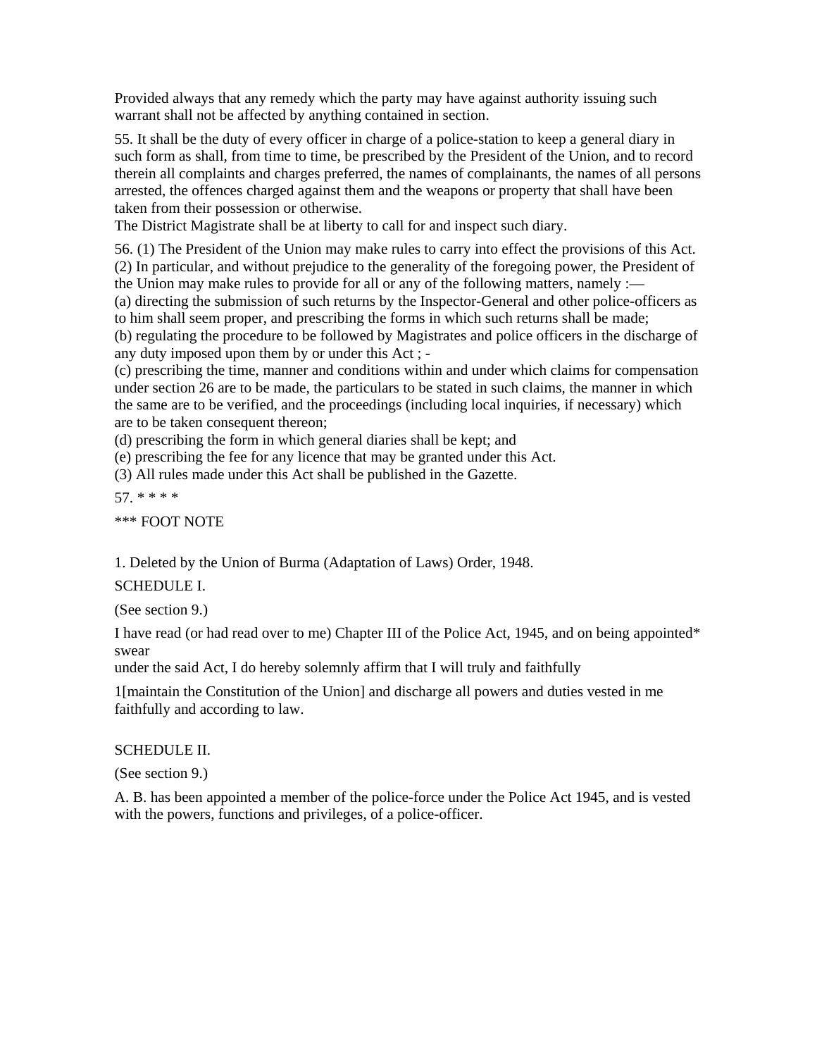Provided always that any remedy which the party may have against authority issuing such warrant shall not be affected by anything contained in section.

55. It shall be the duty of every officer in charge of a police-station to keep a general diary in such form as shall, from time to time, be prescribed by the President of the Union, and to record therein all complaints and charges preferred, the names of complainants, the names of all persons arrested, the offences charged against them and the weapons or property that shall have been taken from their possession or otherwise.
The District Magistrate shall be at liberty to call for and inspect such diary.

56. (1) The President of the Union may make rules to carry into effect the provisions of this Act.
(2) In particular, and without prejudice to the generality of the foregoing power, the President of the Union may make rules to provide for all or any of the following matters, namely :—
(a) directing the submission of such returns by the Inspector-General and other police-officers as to him shall seem proper, and prescribing the forms in which such returns shall be made;
(b) regulating the procedure to be followed by Magistrates and police officers in the discharge of any duty imposed upon them by or under this Act ; -
(c) prescribing the time, manner and conditions within and under which claims for compensation under section 26 are to be made, the particulars to be stated in such claims, the manner in which the same are to be verified, and the proceedings (including local inquiries, if necessary) which are to be taken consequent thereon;
(d) prescribing the form in which general diaries shall be kept; and
(e) prescribing the fee for any licence that may be granted under this Act.
(3) All rules made under this Act shall be published in the Gazette.

57. * * * *

*** FOOT NOTE

1. Deleted by the Union of Burma (Adaptation of Laws) Order, 1948.

SCHEDULE I.

(See section 9.)

I have read (or had read over to me) Chapter III of the Police Act, 1945, and on being appointed* swear
under the said Act, I do hereby solemnly affirm that I will truly and faithfully

1[maintain the Constitution of the Union] and discharge all powers and duties vested in me faithfully and according to law.

SCHEDULE II.

(See section 9.)

A. B. has been appointed a member of the police-force under the Police Act 1945, and is vested with the powers, functions and privileges, of a police-officer.